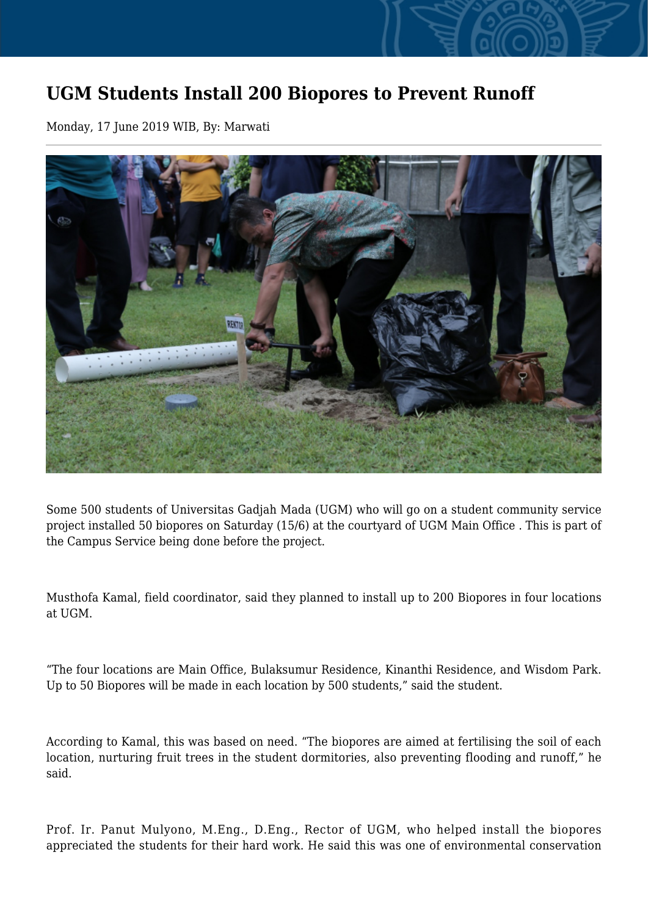# UGM Students Install 200 Biopores to Prevent Runoff

Monday, 17 June 2019 WIB, By: Marwati

Some 500 students of Universitas Gadjah Mada (UGM) who will go on a student community service project installed 50 biopores on Saturday (15/6) at the courtyard of UGM Main Office . This is part of the Campus Service being done before the project.

Musthofa Kamal, field coordinator, said they planned to install up to 200 Biopores in four locations at UGM.

"The four locations are Main Office, Bulaksumur Residence, Kinanthi Residence, and Wisdom Park. Up to 50 Biopores will be made in each location by 500 students," said the student.

According to Kamal, this was based on need. "The biopores are aimed at fertilising the soil of each location, nurturing fruit trees in the student dormitories, also preventing flooding and runoff," he said.

Prof. Ir. Panut Mulyono, M.Eng., D.Eng., Rector of UGM, who helped install the biopores appreciated the students for their hard work. He said this was one of environmental conservation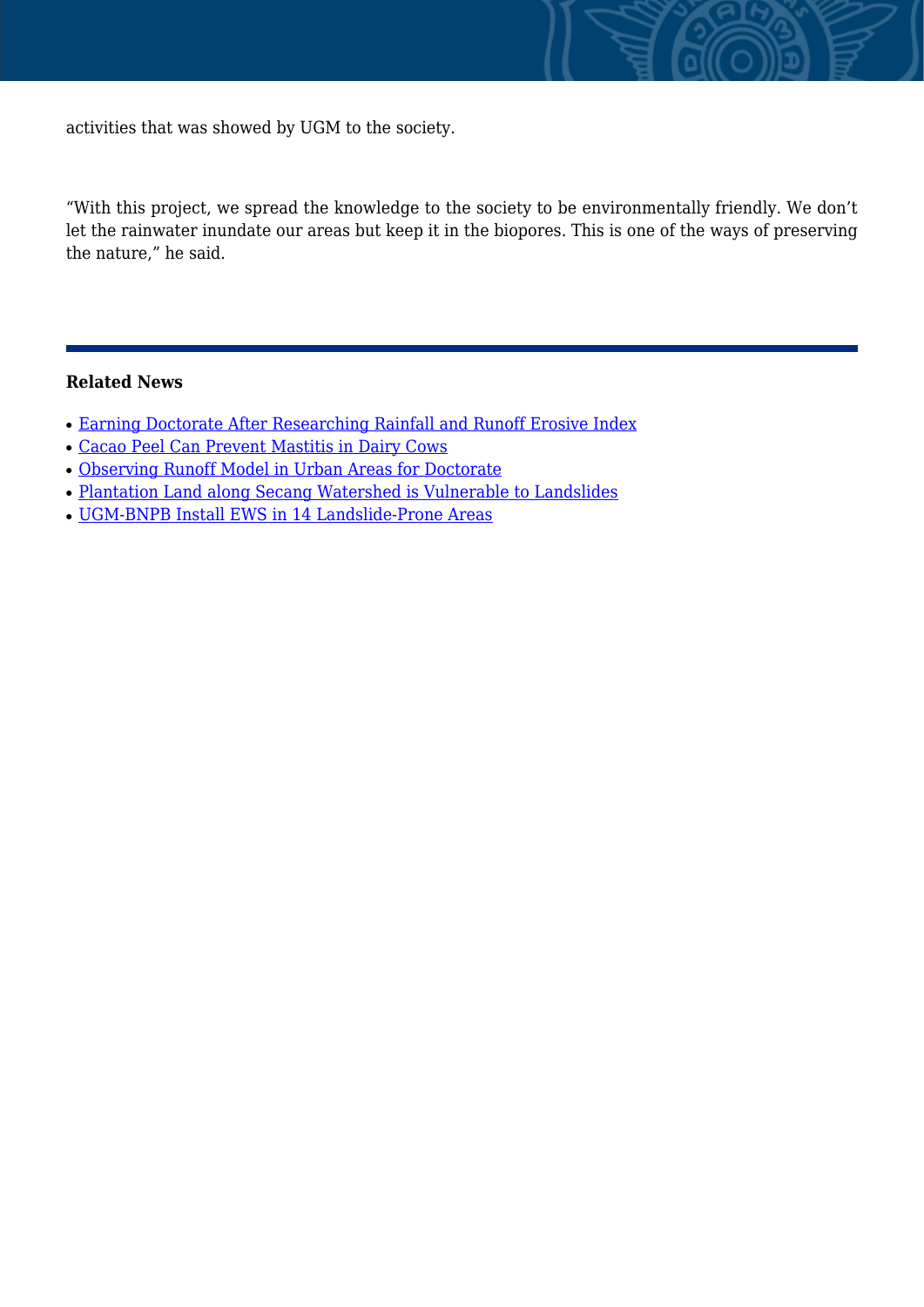activities that was showed by UGM to the society.

“With this project, we spread the knowledge to the society to be environmentally friendly. We don’t let the rainwater inundate our areas but keep it in the biopores. This is one of the ways of preserving the nature,” he said.

---

**Related News**

- Earning Doctorate After Researching Rainfall and Runoff Erosive Index
- Cacao Peel Can Prevent Mastitis in Dairy Cows
- Observing Runoff Model in Urban Areas for Doctorate
- Plantation Land along Secang Watershed is Vulnerable to Landslides
- UGM-BNPB Install EWS in 14 Landslide-Prone Areas